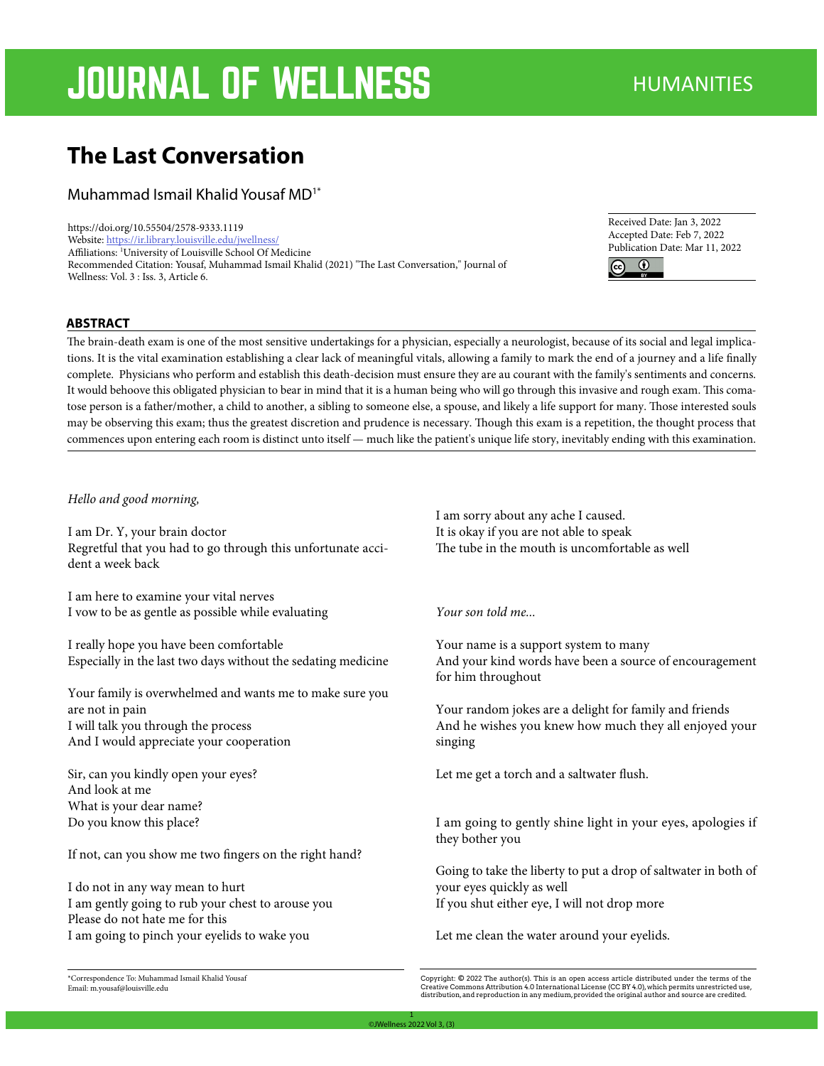JOURNAL OF WELLNESS — HUMANITIES

# The Last Conversation

Muhammad Ismail Khalid Yousaf MD[1*]

https://doi.org/10.55504/2578-9333.1119
Website: https://ir.library.louisville.edu/jwellness/
Affiliations: [1]University of Louisville School Of Medicine
Recommended Citation: Yousaf, Muhammad Ismail Khalid (2021) "The Last Conversation," Journal of Wellness: Vol. 3 : Iss. 3, Article 6.

Received Date: Jan 3, 2022
Accepted Date: Feb 7, 2022
Publication Date: Mar 11, 2022

## ABSTRACT

The brain-death exam is one of the most sensitive undertakings for a physician, especially a neurologist, because of its social and legal implications. It is the vital examination establishing a clear lack of meaningful vitals, allowing a family to mark the end of a journey and a life finally complete. Physicians who perform and establish this death-decision must ensure they are au courant with the family's sentiments and concerns. It would behoove this obligated physician to bear in mind that it is a human being who will go through this invasive and rough exam. This comatose person is a father/mother, a child to another, a sibling to someone else, a spouse, and likely a life support for many. Those interested souls may be observing this exam; thus the greatest discretion and prudence is necessary. Though this exam is a repetition, the thought process that commences upon entering each room is distinct unto itself — much like the patient's unique life story, inevitably ending with this examination.

*Hello and good morning,*

I am Dr. Y, your brain doctor
Regretful that you had to go through this unfortunate accident a week back

I am here to examine your vital nerves
I vow to be as gentle as possible while evaluating

I really hope you have been comfortable
Especially in the last two days without the sedating medicine

Your family is overwhelmed and wants me to make sure you are not in pain
I will talk you through the process
And I would appreciate your cooperation

Sir, can you kindly open your eyes?
And look at me
What is your dear name?
Do you know this place?

If not, can you show me two fingers on the right hand?

I do not in any way mean to hurt
I am gently going to rub your chest to arouse you
Please do not hate me for this
I am going to pinch your eyelids to wake you

I am sorry about any ache I caused.
It is okay if you are not able to speak
The tube in the mouth is uncomfortable as well

*Your son told me...*

Your name is a support system to many
And your kind words have been a source of encouragement for him throughout

Your random jokes are a delight for family and friends
And he wishes you knew how much they all enjoyed your singing

Let me get a torch and a saltwater flush.

I am going to gently shine light in your eyes, apologies if they bother you

Going to take the liberty to put a drop of saltwater in both of your eyes quickly as well
If you shut either eye, I will not drop more

Let me clean the water around your eyelids.

*Correspondence To: Muhammad Ismail Khalid Yousaf
Email: m.yousaf@louisville.edu

Copyright: © 2022 The author(s). This is an open access article distributed under the terms of the Creative Commons Attribution 4.0 International License (CC BY 4.0), which permits unrestricted use, distribution, and reproduction in any medium, provided the original author and source are credited.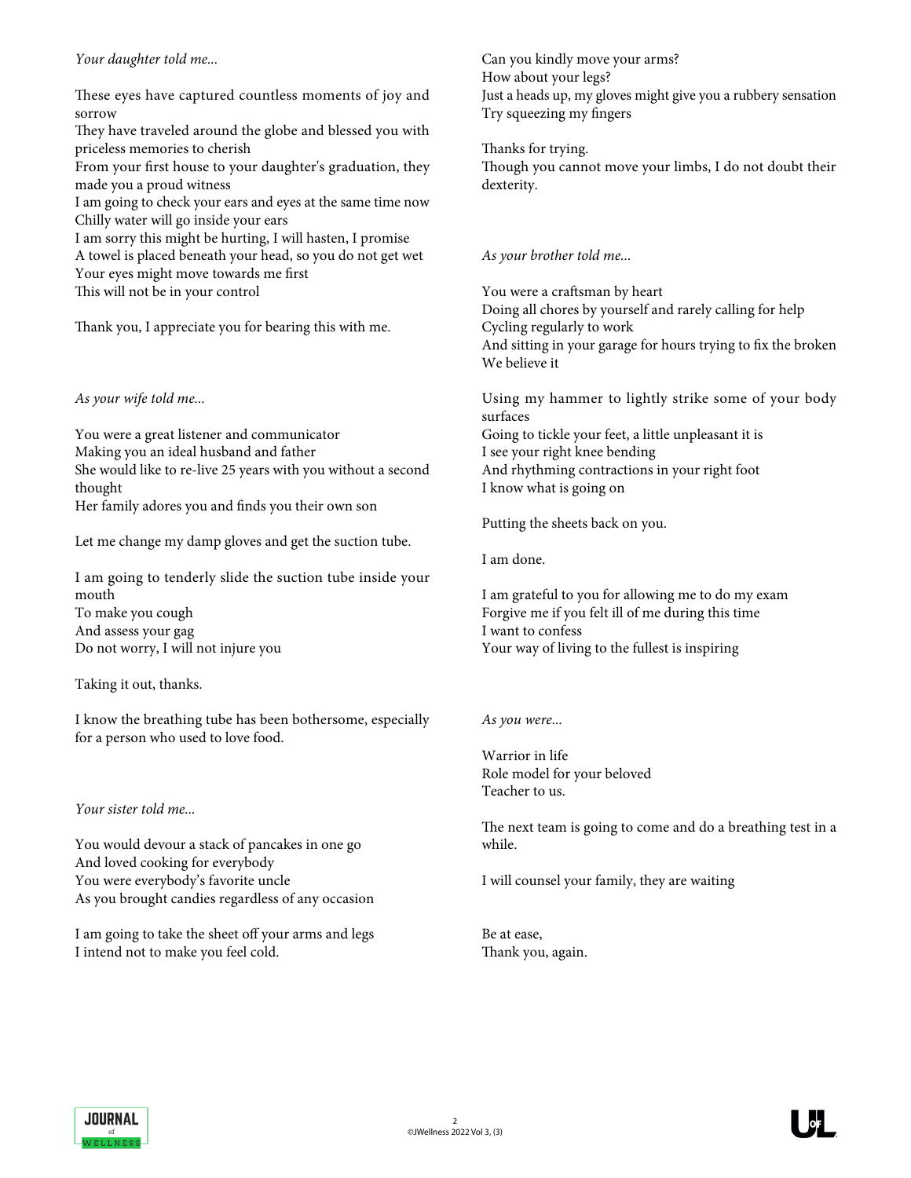*Your daughter told me...*

These eyes have captured countless moments of joy and sorrow
They have traveled around the globe and blessed you with priceless memories to cherish
From your first house to your daughter's graduation, they made you a proud witness
I am going to check your ears and eyes at the same time now
Chilly water will go inside your ears
I am sorry this might be hurting, I will hasten, I promise
A towel is placed beneath your head, so you do not get wet
Your eyes might move towards me first
This will not be in your control

Thank you, I appreciate you for bearing this with me.

*As your wife told me...*

You were a great listener and communicator
Making you an ideal husband and father
She would like to re-live 25 years with you without a second thought
Her family adores you and finds you their own son

Let me change my damp gloves and get the suction tube.

I am going to tenderly slide the suction tube inside your mouth
To make you cough
And assess your gag
Do not worry, I will not injure you

Taking it out, thanks.

I know the breathing tube has been bothersome, especially for a person who used to love food.

*Your sister told me...*

You would devour a stack of pancakes in one go
And loved cooking for everybody
You were everybody's favorite uncle
As you brought candies regardless of any occasion

I am going to take the sheet off your arms and legs
I intend not to make you feel cold.

Can you kindly move your arms?
How about your legs?
Just a heads up, my gloves might give you a rubbery sensation
Try squeezing my fingers

Thanks for trying.
Though you cannot move your limbs, I do not doubt their dexterity.

*As your brother told me...*

You were a craftsman by heart
Doing all chores by yourself and rarely calling for help
Cycling regularly to work
And sitting in your garage for hours trying to fix the broken
We believe it

Using my hammer to lightly strike some of your body surfaces
Going to tickle your feet, a little unpleasant it is
I see your right knee bending
And rhythming contractions in your right foot
I know what is going on

Putting the sheets back on you.

I am done.

I am grateful to you for allowing me to do my exam
Forgive me if you felt ill of me during this time
I want to confess
Your way of living to the fullest is inspiring

*As you were...*

Warrior in life
Role model for your beloved
Teacher to us.

The next team is going to come and do a breathing test in a while.

I will counsel your family, they are waiting

Be at ease,
Thank you, again.